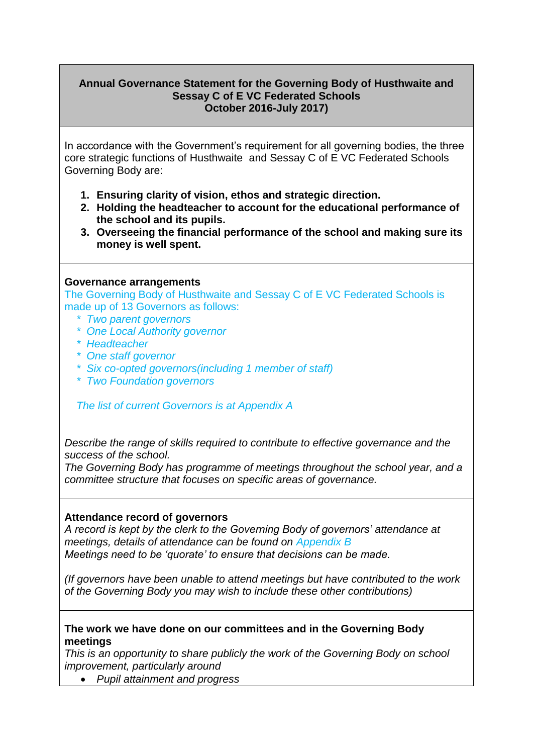**Annual Governance Statement for the Governing Body of Husthwaite and Sessay C of E VC Federated Schools October 2016-July 2017)**

In accordance with the Government's requirement for all governing bodies, the three core strategic functions of Husthwaite and Sessay C of E VC Federated Schools Governing Body are:

1. **Ensuring clarity of vision, ethos and strategic direction.**
2. **Holding the headteacher to account for the educational performance of the school and its pupils.**
3. **Overseeing the financial performance of the school and making sure its money is well spent.**

**Governance arrangements**

The Governing Body of Husthwaite and Sessay C of E VC Federated Schools is made up of 13 Governors as follows:

* *Two parent governors*
* *One Local Authority governor*
* *Headteacher*
* *One staff governor*
* *Six co-opted governors(including 1 member of staff)*
* *Two Foundation governors*

*The list of current Governors is at Appendix A*

*Describe the range of skills required to contribute to effective governance and the success of the school.*
*The Governing Body has programme of meetings throughout the school year, and a committee structure that focuses on specific areas of governance.*

**Attendance record of governors**

*A record is kept by the clerk to the Governing Body of governors' attendance at meetings, details of attendance can be found on Appendix B*
*Meetings need to be 'quorate' to ensure that decisions can be made.*

*(If governors have been unable to attend meetings but have contributed to the work of the Governing Body you may wish to include these other contributions)*

**The work we have done on our committees and in the Governing Body meetings**

*This is an opportunity to share publicly the work of the Governing Body on school improvement, particularly around*

- *Pupil attainment and progress*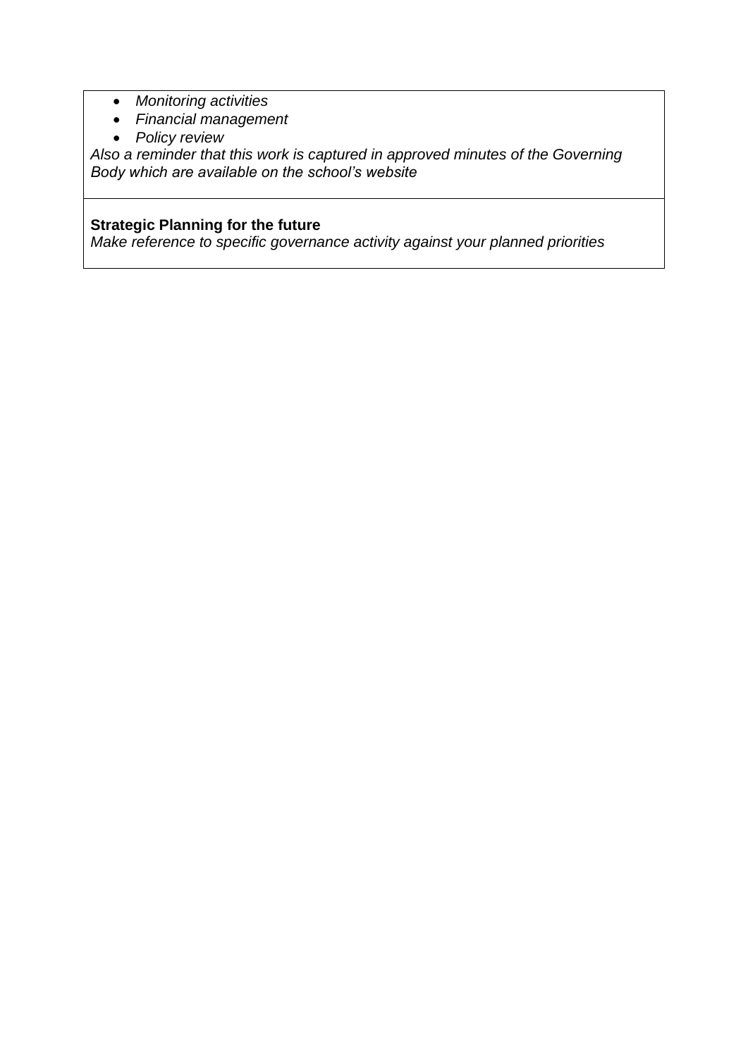- *Monitoring activities*
- *Financial management*
- *Policy review*

*Also a reminder that this work is captured in approved minutes of the Governing Body which are available on the school's website*

**Strategic Planning for the future**

*Make reference to specific governance activity against your planned priorities*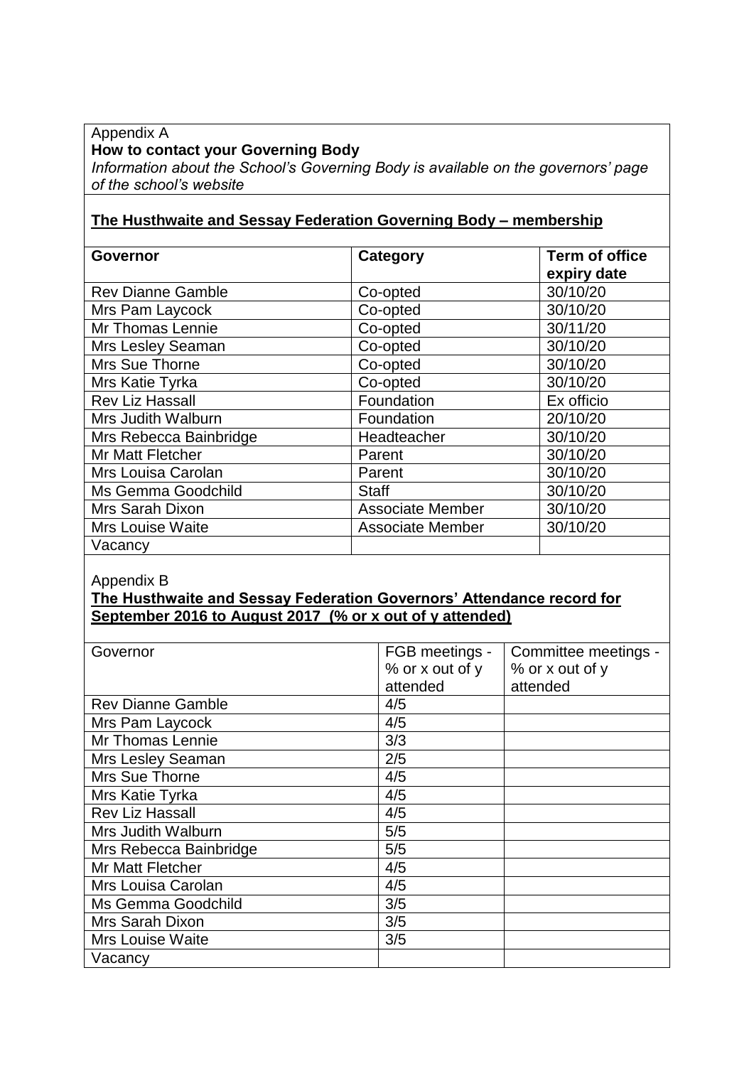Appendix A

**How to contact your Governing Body**

*Information about the School's Governing Body is available on the governors' page of the school's website*

## The Husthwaite and Sessay Federation Governing Body – membership

| Governor | Category | Term of office expiry date |
|---|---|---|
| Rev Dianne Gamble | Co-opted | 30/10/20 |
| Mrs Pam Laycock | Co-opted | 30/10/20 |
| Mr Thomas Lennie | Co-opted | 30/11/20 |
| Mrs Lesley Seaman | Co-opted | 30/10/20 |
| Mrs Sue Thorne | Co-opted | 30/10/20 |
| Mrs Katie Tyrka | Co-opted | 30/10/20 |
| Rev Liz Hassall | Foundation | Ex officio |
| Mrs Judith Walburn | Foundation | 20/10/20 |
| Mrs Rebecca Bainbridge | Headteacher | 30/10/20 |
| Mr Matt Fletcher | Parent | 30/10/20 |
| Mrs Louisa Carolan | Parent | 30/10/20 |
| Ms Gemma Goodchild | Staff | 30/10/20 |
| Mrs Sarah Dixon | Associate Member | 30/10/20 |
| Mrs Louise Waite | Associate Member | 30/10/20 |
| Vacancy | | |

Appendix B

## The Husthwaite and Sessay Federation Governors' Attendance record for September 2016 to August 2017 (% or x out of y attended)

| Governor | FGB meetings - % or x out of y attended | Committee meetings - % or x out of y attended |
|---|---|---|
| Rev Dianne Gamble | 4/5 | |
| Mrs Pam Laycock | 4/5 | |
| Mr Thomas Lennie | 3/3 | |
| Mrs Lesley Seaman | 2/5 | |
| Mrs Sue Thorne | 4/5 | |
| Mrs Katie Tyrka | 4/5 | |
| Rev Liz Hassall | 4/5 | |
| Mrs Judith Walburn | 5/5 | |
| Mrs Rebecca Bainbridge | 5/5 | |
| Mr Matt Fletcher | 4/5 | |
| Mrs Louisa Carolan | 4/5 | |
| Ms Gemma Goodchild | 3/5 | |
| Mrs Sarah Dixon | 3/5 | |
| Mrs Louise Waite | 3/5 | |
| Vacancy | | |